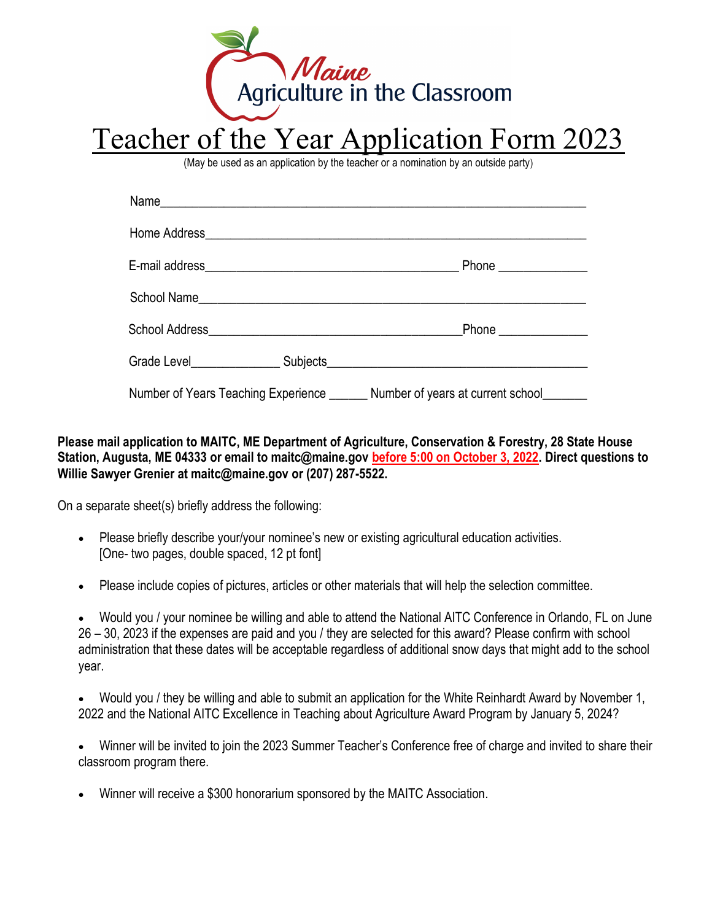Maine Agriculture in the Classroom

# Teacher of the Year Application Form 2023

(May be used as an application by the teacher or a nomination by an outside party)

Name_______________________________________________________________

Home Address_______________________________________________________

E-mail address_____________________________________ Phone _____________

School Name________________________________________________________

School Address_____________________________________Phone _____________

Grade Level_____________ Subjects______________________________________

Number of Years Teaching Experience ______ Number of years at current school_______

**Please mail application to MAITC, ME Department of Agriculture, Conservation & Forestry, 28 State House Station, Augusta, ME 04333 or email to maitc@maine.gov before 5:00 on October 3, 2022. Direct questions to Willie Sawyer Grenier at maitc@maine.gov or (207) 287-5522.**

On a separate sheet(s) briefly address the following:

- Please briefly describe your/your nominee's new or existing agricultural education activities. [One- two pages, double spaced, 12 pt font]
- Please include copies of pictures, articles or other materials that will help the selection committee.
- Would you / your nominee be willing and able to attend the National AITC Conference in Orlando, FL on June 26 – 30, 2023 if the expenses are paid and you / they are selected for this award? Please confirm with school administration that these dates will be acceptable regardless of additional snow days that might add to the school year.
- Would you / they be willing and able to submit an application for the White Reinhardt Award by November 1, 2022 and the National AITC Excellence in Teaching about Agriculture Award Program by January 5, 2024?
- Winner will be invited to join the 2023 Summer Teacher's Conference free of charge and invited to share their classroom program there.
- Winner will receive a $300 honorarium sponsored by the MAITC Association.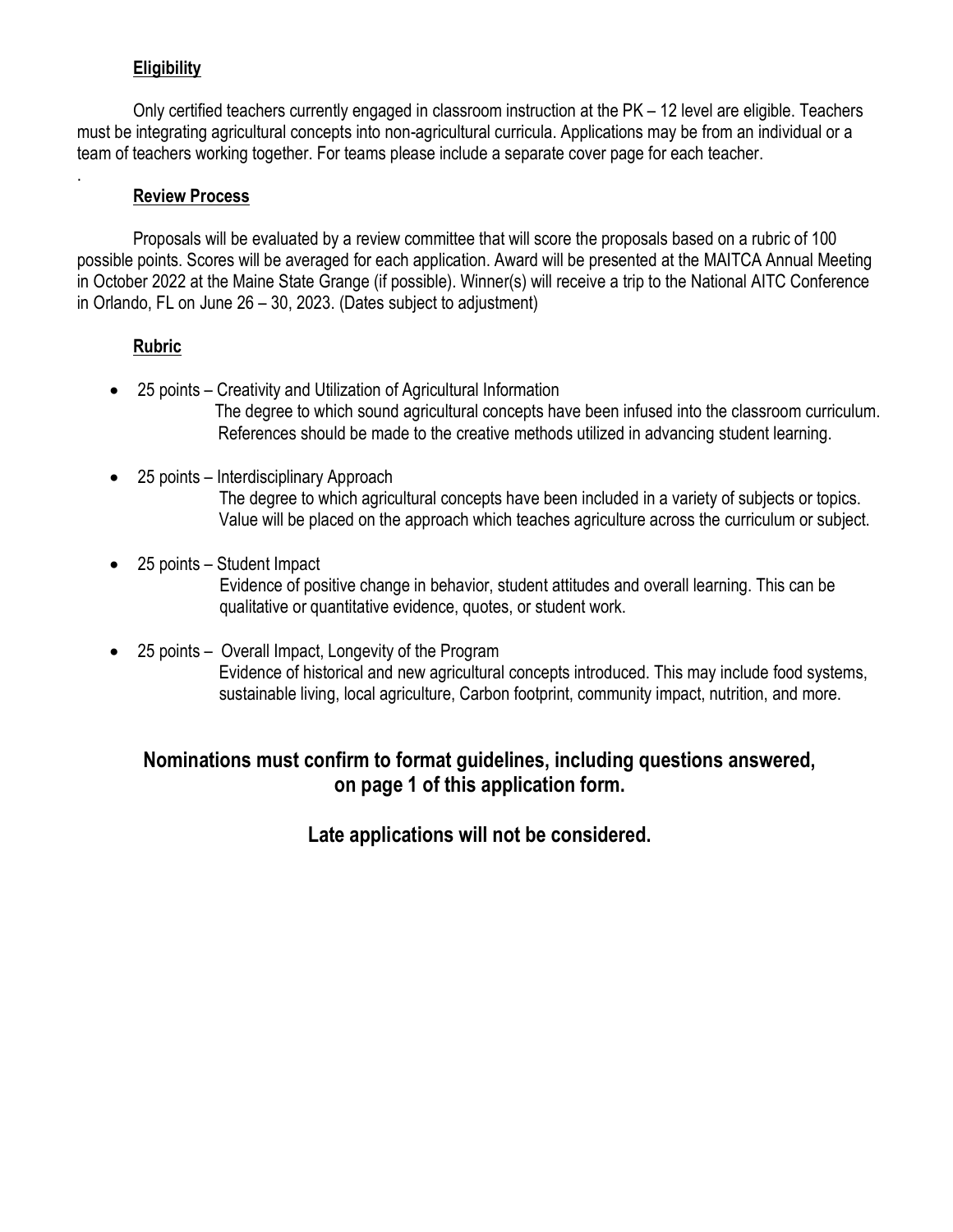## Eligibility

Only certified teachers currently engaged in classroom instruction at the PK – 12 level are eligible. Teachers must be integrating agricultural concepts into non-agricultural curricula. Applications may be from an individual or a team of teachers working together. For teams please include a separate cover page for each teacher.

.

## Review Process

Proposals will be evaluated by a review committee that will score the proposals based on a rubric of 100 possible points. Scores will be averaged for each application. Award will be presented at the MAITCA Annual Meeting in October 2022 at the Maine State Grange (if possible). Winner(s) will receive a trip to the National AITC Conference in Orlando, FL on June 26 – 30, 2023. (Dates subject to adjustment)

## Rubric

- 25 points – Creativity and Utilization of Agricultural Information
  The degree to which sound agricultural concepts have been infused into the classroom curriculum. References should be made to the creative methods utilized in advancing student learning.

- 25 points – Interdisciplinary Approach
  The degree to which agricultural concepts have been included in a variety of subjects or topics. Value will be placed on the approach which teaches agriculture across the curriculum or subject.

- 25 points – Student Impact
  Evidence of positive change in behavior, student attitudes and overall learning. This can be qualitative or quantitative evidence, quotes, or student work.

- 25 points – Overall Impact, Longevity of the Program
  Evidence of historical and new agricultural concepts introduced. This may include food systems, sustainable living, local agriculture, Carbon footprint, community impact, nutrition, and more.

**Nominations must confirm to format guidelines, including questions answered, on page 1 of this application form.**

**Late applications will not be considered.**